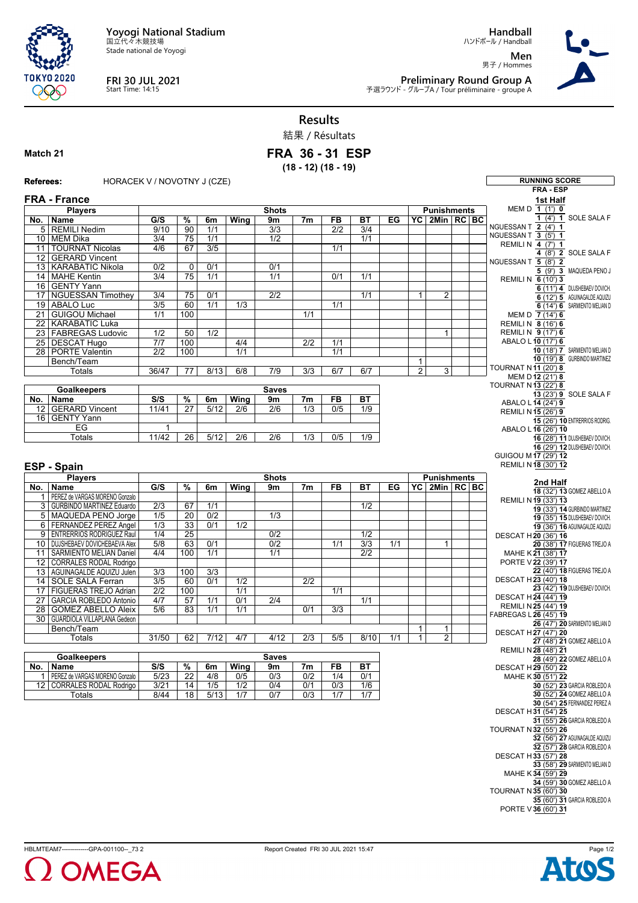**Yoyogi National Stadium**
国立代々木競技場
Stade national de Yoyogi

**FRI 30 JUL 2021**
Start Time: 14:15

**Handball**
ハンドボール / Handball

**Men**
男子 / Hommes

**Preliminary Round Group A**
予選ラウンド - グループA / Tour préliminaire - groupe A

# Results
結果 / Résultats

**Match 21**

## FRA 36 - 31 ESP
**(18 - 12) (18 - 19)**

**Referees:** HORACEK V / NOVOTNY J (CZE)

### FRA - France

| No. | Name | G/S | % | 6m | Wing | 9m | 7m | FB | BT | EG | YC | 2Min | RC | BC |
|---|---|---|---|---|---|---|---|---|---|---|---|---|---|---|
| 5 | REMILI Nedim | 9/10 | 90 | 1/1 | | 3/3 | | 2/2 | 3/4 | | | | | |
| 10 | MEM Dika | 3/4 | 75 | 1/1 | | 1/2 | | | 1/1 | | | | | |
| 11 | TOURNAT Nicolas | 4/6 | 67 | 3/5 | | | | 1/1 | | | | | | |
| 12 | GERARD Vincent | | | | | | | | | | | | | |
| 13 | KARABATIC Nikola | 0/2 | 0 | 0/1 | | 0/1 | | | | | | | | |
| 14 | MAHE Kentin | 3/4 | 75 | 1/1 | | 1/1 | | 0/1 | 1/1 | | | | | |
| 16 | GENTY Yann | | | | | | | | | | | | | |
| 17 | NGUESSAN Timothey | 3/4 | 75 | 0/1 | | 2/2 | | | 1/1 | | 1 | 2 | | |
| 19 | ABALO Luc | 3/5 | 60 | 1/1 | 1/3 | | | 1/1 | | | | | | |
| 21 | GUIGOU Michael | 1/1 | 100 | | | | 1/1 | | | | | | | |
| 22 | KARABATIC Luka | | | | | | | | | | | | | |
| 23 | FABREGAS Ludovic | 1/2 | 50 | 1/2 | | | | | | | | 1 | | |
| 25 | DESCAT Hugo | 7/7 | 100 | | 4/4 | | 2/2 | 1/1 | | | | | | |
| 28 | PORTE Valentin | 2/2 | 100 | | 1/1 | | | 1/1 | | | | | | |
| | Bench/Team | | | | | | | | | | 1 | | | |
| | Totals | 36/47 | 77 | 8/13 | 6/8 | 7/9 | 3/3 | 6/7 | 6/7 | | 2 | 3 | | |

| No. | Goalkeepers | S/S | % | 6m | Wing | 9m | 7m | FB | BT |
|---|---|---|---|---|---|---|---|---|---|
| 12 | GERARD Vincent | 11/41 | 27 | 5/12 | 2/6 | 2/6 | 1/3 | 0/5 | 1/9 |
| 16 | GENTY Yann | | | | | | | | |
| | EG | 1 | | | | | | | |
| | Totals | 11/42 | 26 | 5/12 | 2/6 | 2/6 | 1/3 | 0/5 | 1/9 |

### ESP - Spain

| No. | Name | G/S | % | 6m | Wing | 9m | 7m | FB | BT | EG | YC | 2Min | RC | BC |
|---|---|---|---|---|---|---|---|---|---|---|---|---|---|---|
| 1 | PEREZ de VARGAS MORENO Gonzalo | | | | | | | | | | | | | |
| 3 | GURBINDO MARTINEZ Eduardo | 2/3 | 67 | 1/1 | | | | | 1/2 | | | | | |
| 5 | MAQUEDA PENO Jorge | 1/5 | 20 | 0/2 | | 1/3 | | | | | | | | |
| 6 | FERNANDEZ PEREZ Angel | 1/3 | 33 | 0/1 | 1/2 | | | | | | | | | |
| 9 | ENTRERRIOS RODRIGUEZ Raul | 1/4 | 25 | | | 0/2 | | | 1/2 | | | | | |
| 10 | DUJSHEBAEV DOVICHEBAEVA Alex | 5/8 | 63 | 0/1 | | 0/2 | | 1/1 | 3/3 | 1/1 | | 1 | | |
| 11 | SARMIENTO MELIAN Daniel | 4/4 | 100 | 1/1 | | 1/1 | | | 2/2 | | | | | |
| 12 | CORRALES RODAL Rodrigo | | | | | | | | | | | | | |
| 13 | AGUINAGALDE AQUIZU Julen | 3/3 | 100 | 3/3 | | | | | | | | | | |
| 14 | SOLE SALA Ferran | 3/5 | 60 | 0/1 | 1/2 | | 2/2 | | | | | | | |
| 17 | FIGUERAS TREJO Adrian | 2/2 | 100 | | 1/1 | | | 1/1 | | | | | | |
| 27 | GARCIA ROBLEDO Antonio | 4/7 | 57 | 1/1 | 0/1 | 2/4 | | | 1/1 | | | | | |
| 28 | GOMEZ ABELLO Aleix | 5/6 | 83 | 1/1 | 1/1 | | 0/1 | 3/3 | | | | | | |
| 30 | GUARDIOLA VILLAPLANA Gedeon | | | | | | | | | | | | | |
| | Bench/Team | | | | | | | | | | 1 | 1 | | |
| | Totals | 31/50 | 62 | 7/12 | 4/7 | 4/12 | 2/3 | 5/5 | 8/10 | 1/1 | 1 | 2 | | |

| No. | Goalkeepers | S/S | % | 6m | Wing | 9m | 7m | FB | BT |
|---|---|---|---|---|---|---|---|---|---|
| 1 | PEREZ de VARGAS MORENO Gonzalo | 5/23 | 22 | 4/8 | 0/5 | 0/3 | 0/2 | 1/4 | 0/1 |
| 12 | CORRALES RODAL Rodrigo | 3/21 | 14 | 1/5 | 1/2 | 0/4 | 0/1 | 0/3 | 1/6 |
| | Totals | 8/44 | 18 | 5/13 | 1/7 | 0/7 | 0/3 | 1/7 | 1/7 |

### RUNNING SCORE
**FRA - ESP**

**1st Half**

| FRA | Score | ESP |
|---|---|---|
| MEM D | 1 (1') 0 | |
| | 1 (4') 1 | SOLE SALA F |
| NGUESSAN T | 2 (4') 1 | |
| NGUESSAN T | 3 (5') 1 | |
| REMILI N | 4 (7') 1 | |
| | 4 (8') 2 | SOLE SALA F |
| NGUESSAN T | 5 (8') 2 | |
| | 5 (9') 3 | MAQUEDA PENO J |
| REMILI N | 6 (10') 3 | |
| | 6 (11') 4 | DUJSHEBAEV DOVICH. |
| | 6 (12') 5 | AGUINAGALDE AQUIZU |
| | 6 (14') 6 | SARMIENTO MELIAN D |
| MEM D | 7 (14') 6 | |
| REMILI N | 8 (16') 6 | |
| REMILI N | 9 (17') 6 | |
| ABALO L | 10 (17') 6 | |
| | 10 (18') 7 | SARMIENTO MELIAN D |
| | 10 (19') 8 | GURBINDO MARTINEZ |
| TOURNAT N | 11 (20') 8 | |
| MEM D | 12 (21') 8 | |
| TOURNAT N | 13 (22') 8 | |
| | 13 (23') 9 | SOLE SALA F |
| ABALO L | 14 (24') 9 | |
| REMILI N | 15 (26') 9 | |
| | 15 (26') 10 | ENTRERRIOS RODRIG. |
| ABALO L | 16 (26') 10 | |
| | 16 (28') 11 | DUJSHEBAEV DOVICH. |
| | 16 (29') 12 | DUJSHEBAEV DOVICH. |
| GUIGOU M | 17 (29') 12 | |
| REMILI N | 18 (30') 12 | |

**2nd Half**

| FRA | Score | ESP |
|---|---|---|
| | 18 (32') 13 | GOMEZ ABELLO A |
| REMILI N | 19 (33') 13 | |
| | 19 (33') 14 | GURBINDO MARTINEZ |
| | 19 (35') 15 | DUJSHEBAEV DOVICH. |
| | 19 (36') 16 | AGUINAGALDE AQUIZU |
| DESCAT H | 20 (36') 16 | |
| | 20 (38') 17 | FIGUERAS TREJO A |
| MAHE K | 21 (38') 17 | |
| PORTE V | 22 (39') 17 | |
| | 22 (40') 18 | FIGUERAS TREJO A |
| DESCAT H | 23 (40') 18 | |
| | 23 (42') 19 | DUJSHEBAEV DOVICH. |
| DESCAT H | 24 (44') 19 | |
| REMILI N | 25 (44') 19 | |
| FABREGAS L | 26 (45') 19 | |
| | 26 (47') 20 | SARMIENTO MELIAN D |
| DESCAT H | 27 (47') 20 | |
| | 27 (48') 21 | GOMEZ ABELLO A |
| REMILI N | 28 (48') 21 | |
| | 28 (49') 22 | GOMEZ ABELLO A |
| DESCAT H | 29 (50') 22 | |
| MAHE K | 30 (51') 22 | |
| | 30 (52') 23 | GARCIA ROBLEDO A |
| | 30 (52') 24 | GOMEZ ABELLO A |
| | 30 (54') 25 | FERNANDEZ PEREZ A |
| DESCAT H | 31 (54') 25 | |
| | 31 (55') 26 | GARCIA ROBLEDO A |
| TOURNAT N | 32 (55') 26 | |
| | 32 (56') 27 | AGUINAGALDE AQUIZU |
| | 32 (57') 28 | GARCIA ROBLEDO A |
| DESCAT H | 33 (57') 28 | |
| | 33 (58') 29 | SARMIENTO MELIAN D |
| MAHE K | 34 (59') 29 | |
| | 34 (59') 30 | GOMEZ ABELLO A |
| TOURNAT N | 35 (60') 30 | |
| | 35 (60') 31 | GARCIA ROBLEDO A |
| PORTE V | 36 (60') 31 | |

HBLMTEAM7--------------GPA-001100--_73 2 Report Created FRI 30 JUL 2021 15:47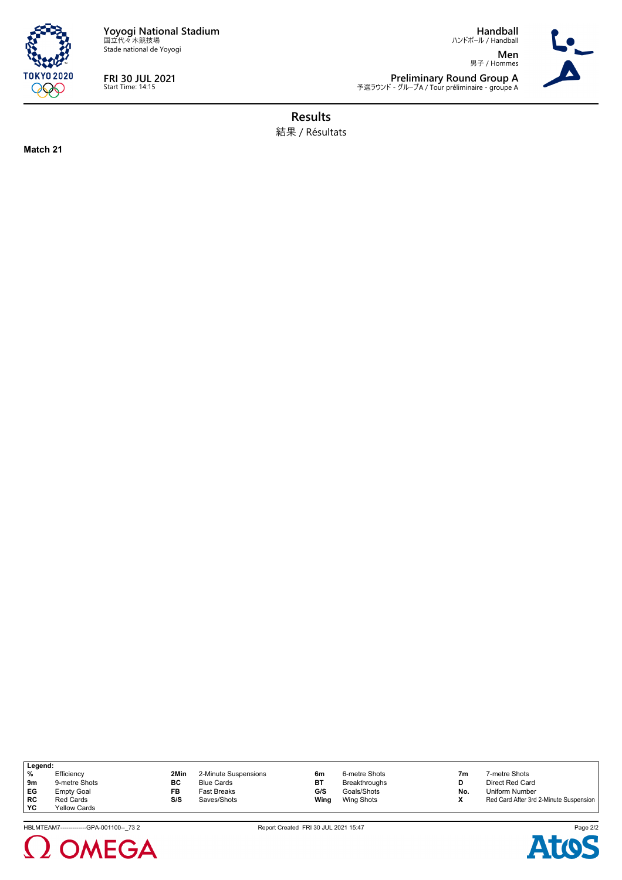Yoyogi National Stadium
国立代々木競技場
Stade national de Yoyogi

FRI 30 JUL 2021
Start Time: 14:15

Handball
ハンドボール / Handball

Men
男子 / Hommes

Preliminary Round Group A
予選ラウンド - グループA / Tour préliminaire - groupe A

# Results
結果 / Résultats

**Match 21**

| Legend: | | | | | | | |
|---|---|---|---|---|---|---|---|
| **%** | Efficiency | **2Min** | 2-Minute Suspensions | **6m** | 6-metre Shots | **7m** | 7-metre Shots |
| **9m** | 9-metre Shots | **BC** | Blue Cards | **BT** | Breakthroughs | **D** | Direct Red Card |
| **EG** | Empty Goal | **FB** | Fast Breaks | **G/S** | Goals/Shots | **No.** | Uniform Number |
| **RC** | Red Cards | **S/S** | Saves/Shots | **Wing** | Wing Shots | **X** | Red Card After 3rd 2-Minute Suspension |
| **YC** | Yellow Cards | | | | | | |

HBLMTEAM7--------------GPA-001100--_73 2

Report Created FRI 30 JUL 2021 15:47